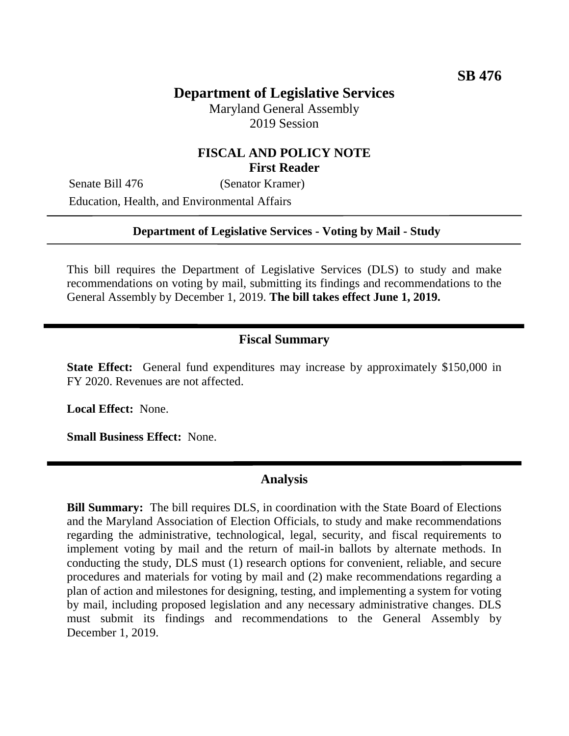**SB 476**

# Department of Legislative Services

Maryland General Assembly
2019 Session

## FISCAL AND POLICY NOTE
**First Reader**

Senate Bill 476 (Senator Kramer)

Education, Health, and Environmental Affairs

---

**Department of Legislative Services - Voting by Mail - Study**

---

This bill requires the Department of Legislative Services (DLS) to study and make recommendations on voting by mail, submitting its findings and recommendations to the General Assembly by December 1, 2019. **The bill takes effect June 1, 2019.**

## Fiscal Summary

**State Effect:** General fund expenditures may increase by approximately $150,000 in FY 2020. Revenues are not affected.

**Local Effect:** None.

**Small Business Effect:** None.

## Analysis

**Bill Summary:** The bill requires DLS, in coordination with the State Board of Elections and the Maryland Association of Election Officials, to study and make recommendations regarding the administrative, technological, legal, security, and fiscal requirements to implement voting by mail and the return of mail-in ballots by alternate methods. In conducting the study, DLS must (1) research options for convenient, reliable, and secure procedures and materials for voting by mail and (2) make recommendations regarding a plan of action and milestones for designing, testing, and implementing a system for voting by mail, including proposed legislation and any necessary administrative changes. DLS must submit its findings and recommendations to the General Assembly by December 1, 2019.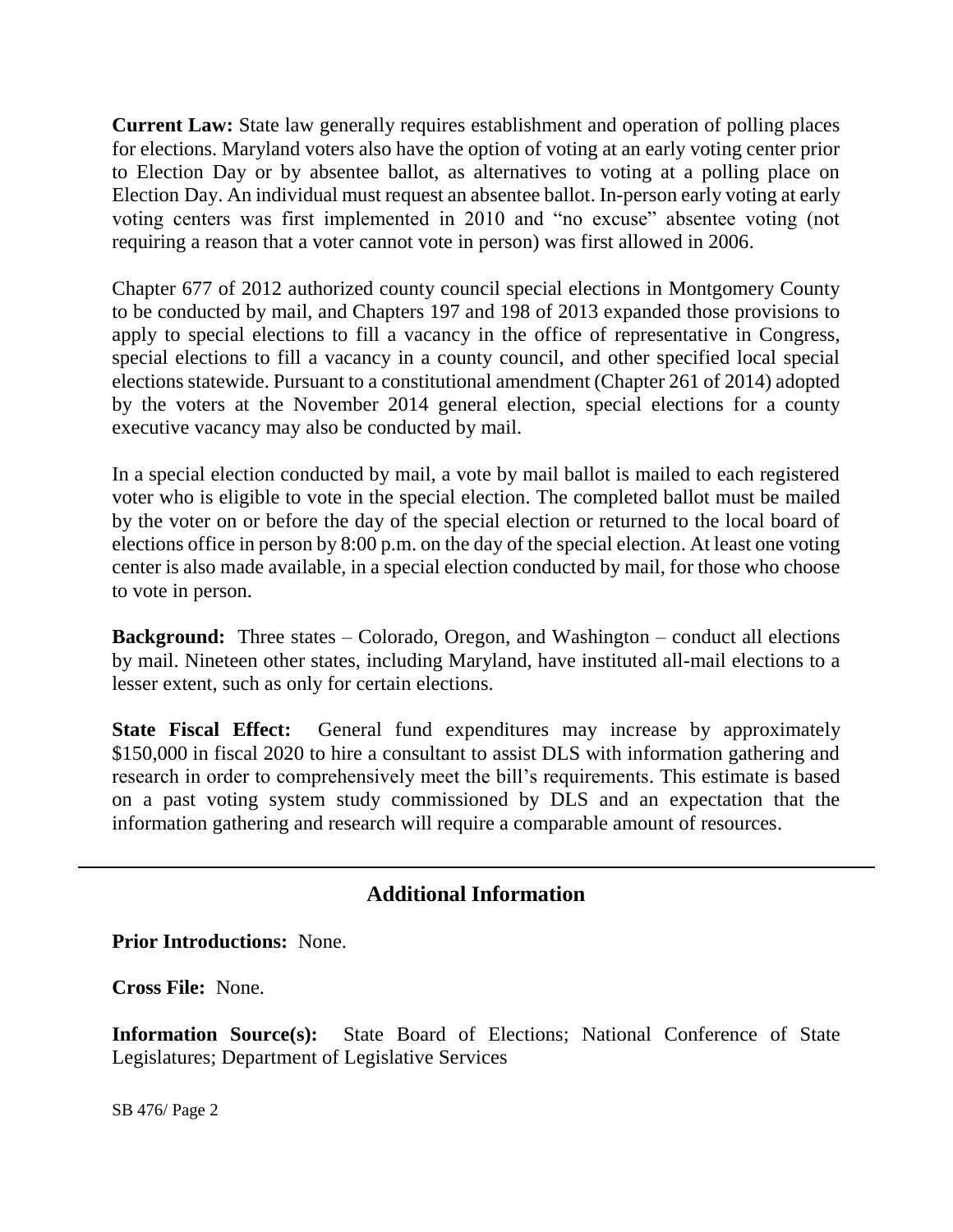**Current Law:** State law generally requires establishment and operation of polling places for elections. Maryland voters also have the option of voting at an early voting center prior to Election Day or by absentee ballot, as alternatives to voting at a polling place on Election Day. An individual must request an absentee ballot. In-person early voting at early voting centers was first implemented in 2010 and "no excuse" absentee voting (not requiring a reason that a voter cannot vote in person) was first allowed in 2006.

Chapter 677 of 2012 authorized county council special elections in Montgomery County to be conducted by mail, and Chapters 197 and 198 of 2013 expanded those provisions to apply to special elections to fill a vacancy in the office of representative in Congress, special elections to fill a vacancy in a county council, and other specified local special elections statewide. Pursuant to a constitutional amendment (Chapter 261 of 2014) adopted by the voters at the November 2014 general election, special elections for a county executive vacancy may also be conducted by mail.

In a special election conducted by mail, a vote by mail ballot is mailed to each registered voter who is eligible to vote in the special election. The completed ballot must be mailed by the voter on or before the day of the special election or returned to the local board of elections office in person by 8:00 p.m. on the day of the special election. At least one voting center is also made available, in a special election conducted by mail, for those who choose to vote in person.

**Background:** Three states – Colorado, Oregon, and Washington – conduct all elections by mail. Nineteen other states, including Maryland, have instituted all-mail elections to a lesser extent, such as only for certain elections.

**State Fiscal Effect:** General fund expenditures may increase by approximately $150,000 in fiscal 2020 to hire a consultant to assist DLS with information gathering and research in order to comprehensively meet the bill's requirements. This estimate is based on a past voting system study commissioned by DLS and an expectation that the information gathering and research will require a comparable amount of resources.

---

## Additional Information

**Prior Introductions:** None.

**Cross File:** None.

**Information Source(s):** State Board of Elections; National Conference of State Legislatures; Department of Legislative Services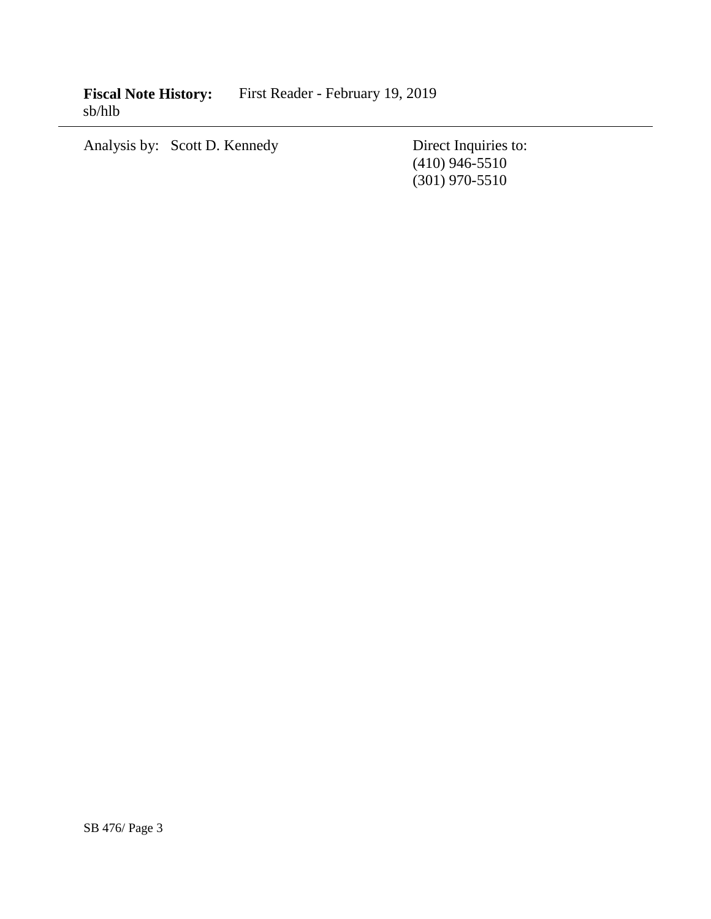**Fiscal Note History:** First Reader - February 19, 2019
sb/hlb

---

Analysis by: Scott D. Kennedy

Direct Inquiries to:
(410) 946-5510
(301) 970-5510